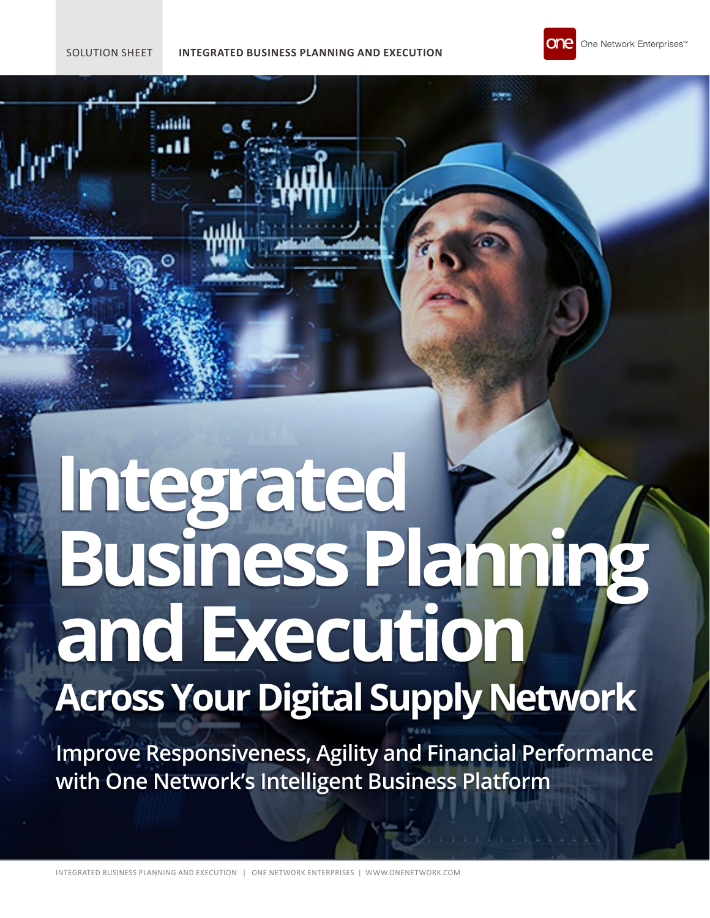SOLUTION SHEET **INTEGRATED BUSINESS PLANNING AND EXECUTION**

One Network Enterprises™

# Integrated Business Planning and Execution

## Across Your Digital Supply Network

### Improve Responsiveness, Agility and Financial Performance with One Network's Intelligent Business Platform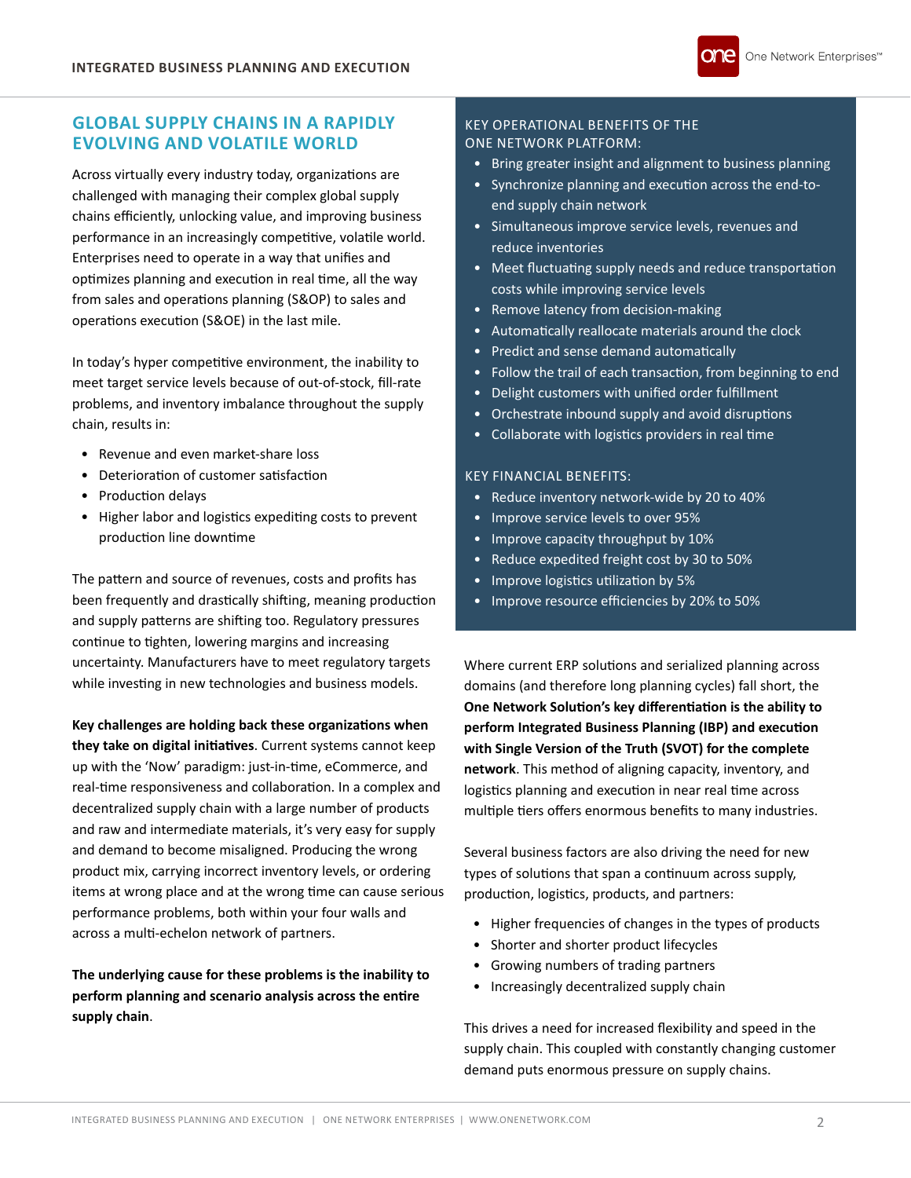## GLOBAL SUPPLY CHAINS IN A RAPIDLY EVOLVING AND VOLATILE WORLD

Across virtually every industry today, organizations are challenged with managing their complex global supply chains efficiently, unlocking value, and improving business performance in an increasingly competitive, volatile world. Enterprises need to operate in a way that unifies and optimizes planning and execution in real time, all the way from sales and operations planning (S&OP) to sales and operations execution (S&OE) in the last mile.

In today's hyper competitive environment, the inability to meet target service levels because of out-of-stock, fill-rate problems, and inventory imbalance throughout the supply chain, results in:

- Revenue and even market-share loss
- Deterioration of customer satisfaction
- Production delays
- Higher labor and logistics expediting costs to prevent production line downtime

The pattern and source of revenues, costs and profits has been frequently and drastically shifting, meaning production and supply patterns are shifting too. Regulatory pressures continue to tighten, lowering margins and increasing uncertainty. Manufacturers have to meet regulatory targets while investing in new technologies and business models.

**Key challenges are holding back these organizations when they take on digital initiatives**. Current systems cannot keep up with the 'Now' paradigm: just-in-time, eCommerce, and real-time responsiveness and collaboration. In a complex and decentralized supply chain with a large number of products and raw and intermediate materials, it's very easy for supply and demand to become misaligned. Producing the wrong product mix, carrying incorrect inventory levels, or ordering items at wrong place and at the wrong time can cause serious performance problems, both within your four walls and across a multi-echelon network of partners.

**The underlying cause for these problems is the inability to perform planning and scenario analysis across the entire supply chain**.

### KEY OPERATIONAL BENEFITS OF THE ONE NETWORK PLATFORM:

- Bring greater insight and alignment to business planning
- Synchronize planning and execution across the end-to-end supply chain network
- Simultaneous improve service levels, revenues and reduce inventories
- Meet fluctuating supply needs and reduce transportation costs while improving service levels
- Remove latency from decision-making
- Automatically reallocate materials around the clock
- Predict and sense demand automatically
- Follow the trail of each transaction, from beginning to end
- Delight customers with unified order fulfillment
- Orchestrate inbound supply and avoid disruptions
- Collaborate with logistics providers in real time

### KEY FINANCIAL BENEFITS:

- Reduce inventory network-wide by 20 to 40%
- Improve service levels to over 95%
- Improve capacity throughput by 10%
- Reduce expedited freight cost by 30 to 50%
- Improve logistics utilization by 5%
- Improve resource efficiencies by 20% to 50%

Where current ERP solutions and serialized planning across domains (and therefore long planning cycles) fall short, the **One Network Solution's key differentiation is the ability to perform Integrated Business Planning (IBP) and execution with Single Version of the Truth (SVOT) for the complete network**. This method of aligning capacity, inventory, and logistics planning and execution in near real time across multiple tiers offers enormous benefits to many industries.

Several business factors are also driving the need for new types of solutions that span a continuum across supply, production, logistics, products, and partners:

- Higher frequencies of changes in the types of products
- Shorter and shorter product lifecycles
- Growing numbers of trading partners
- Increasingly decentralized supply chain

This drives a need for increased flexibility and speed in the supply chain. This coupled with constantly changing customer demand puts enormous pressure on supply chains.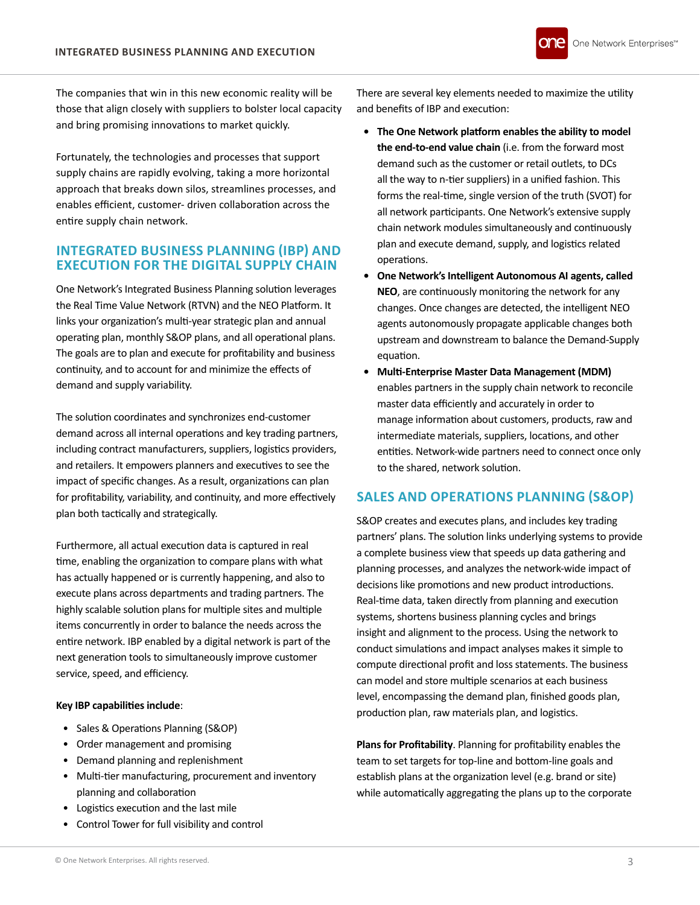The companies that win in this new economic reality will be those that align closely with suppliers to bolster local capacity and bring promising innovations to market quickly.

Fortunately, the technologies and processes that support supply chains are rapidly evolving, taking a more horizontal approach that breaks down silos, streamlines processes, and enables efficient, customer- driven collaboration across the entire supply chain network.

## INTEGRATED BUSINESS PLANNING (IBP) AND EXECUTION FOR THE DIGITAL SUPPLY CHAIN

One Network's Integrated Business Planning solution leverages the Real Time Value Network (RTVN) and the NEO Platform. It links your organization's multi-year strategic plan and annual operating plan, monthly S&OP plans, and all operational plans. The goals are to plan and execute for profitability and business continuity, and to account for and minimize the effects of demand and supply variability.

The solution coordinates and synchronizes end-customer demand across all internal operations and key trading partners, including contract manufacturers, suppliers, logistics providers, and retailers. It empowers planners and executives to see the impact of specific changes. As a result, organizations can plan for profitability, variability, and continuity, and more effectively plan both tactically and strategically.

Furthermore, all actual execution data is captured in real time, enabling the organization to compare plans with what has actually happened or is currently happening, and also to execute plans across departments and trading partners. The highly scalable solution plans for multiple sites and multiple items concurrently in order to balance the needs across the entire network. IBP enabled by a digital network is part of the next generation tools to simultaneously improve customer service, speed, and efficiency.

**Key IBP capabilities include**:

- Sales & Operations Planning (S&OP)
- Order management and promising
- Demand planning and replenishment
- Multi-tier manufacturing, procurement and inventory planning and collaboration
- Logistics execution and the last mile
- Control Tower for full visibility and control

There are several key elements needed to maximize the utility and benefits of IBP and execution:

- **The One Network platform enables the ability to model the end-to-end value chain** (i.e. from the forward most demand such as the customer or retail outlets, to DCs all the way to n-tier suppliers) in a unified fashion. This forms the real-time, single version of the truth (SVOT) for all network participants. One Network's extensive supply chain network modules simultaneously and continuously plan and execute demand, supply, and logistics related operations.
- **One Network's Intelligent Autonomous AI agents, called NEO**, are continuously monitoring the network for any changes. Once changes are detected, the intelligent NEO agents autonomously propagate applicable changes both upstream and downstream to balance the Demand-Supply equation.
- **Multi-Enterprise Master Data Management (MDM)** enables partners in the supply chain network to reconcile master data efficiently and accurately in order to manage information about customers, products, raw and intermediate materials, suppliers, locations, and other entities. Network-wide partners need to connect once only to the shared, network solution.

## SALES AND OPERATIONS PLANNING (S&OP)

S&OP creates and executes plans, and includes key trading partners' plans. The solution links underlying systems to provide a complete business view that speeds up data gathering and planning processes, and analyzes the network-wide impact of decisions like promotions and new product introductions. Real-time data, taken directly from planning and execution systems, shortens business planning cycles and brings insight and alignment to the process. Using the network to conduct simulations and impact analyses makes it simple to compute directional profit and loss statements. The business can model and store multiple scenarios at each business level, encompassing the demand plan, finished goods plan, production plan, raw materials plan, and logistics.

**Plans for Profitability**. Planning for profitability enables the team to set targets for top-line and bottom-line goals and establish plans at the organization level (e.g. brand or site) while automatically aggregating the plans up to the corporate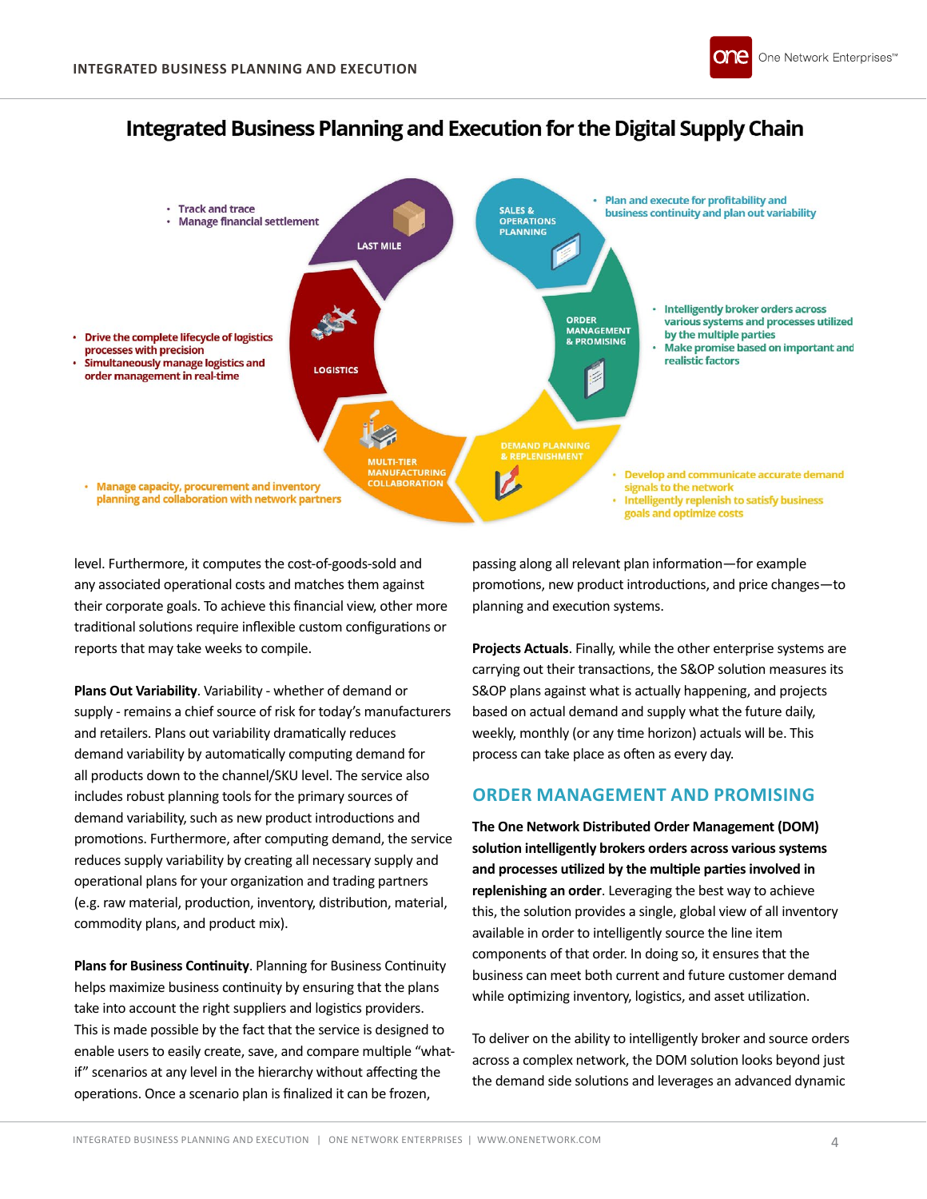## Integrated Business Planning and Execution for the Digital Supply Chain

**SALES & OPERATIONS PLANNING**

- Plan and execute for profitability and business continuity and plan out variability

**ORDER MANAGEMENT & PROMISING**

- Intelligently broker orders across various systems and processes utilized by the multiple parties
- Make promise based on important and realistic factors

**DEMAND PLANNING & REPLENISHMENT**

- Develop and communicate accurate demand signals to the network
- Intelligently replenish to satisfy business goals and optimize costs

**MULTI-TIER MANUFACTURING COLLABORATION**

- Manage capacity, procurement and inventory planning and collaboration with network partners

**LOGISTICS**

- Drive the complete lifecycle of logistics processes with precision
- Simultaneously manage logistics and order management in real-time

**LAST MILE**

- Track and trace
- Manage financial settlement

level. Furthermore, it computes the cost-of-goods-sold and any associated operational costs and matches them against their corporate goals. To achieve this financial view, other more traditional solutions require inflexible custom configurations or reports that may take weeks to compile.

**Plans Out Variability**. Variability - whether of demand or supply - remains a chief source of risk for today's manufacturers and retailers. Plans out variability dramatically reduces demand variability by automatically computing demand for all products down to the channel/SKU level. The service also includes robust planning tools for the primary sources of demand variability, such as new product introductions and promotions. Furthermore, after computing demand, the service reduces supply variability by creating all necessary supply and operational plans for your organization and trading partners (e.g. raw material, production, inventory, distribution, material, commodity plans, and product mix).

**Plans for Business Continuity**. Planning for Business Continuity helps maximize business continuity by ensuring that the plans take into account the right suppliers and logistics providers. This is made possible by the fact that the service is designed to enable users to easily create, save, and compare multiple "what-if" scenarios at any level in the hierarchy without affecting the operations. Once a scenario plan is finalized it can be frozen, passing along all relevant plan information—for example promotions, new product introductions, and price changes—to planning and execution systems.

**Projects Actuals**. Finally, while the other enterprise systems are carrying out their transactions, the S&OP solution measures its S&OP plans against what is actually happening, and projects based on actual demand and supply what the future daily, weekly, monthly (or any time horizon) actuals will be. This process can take place as often as every day.

## ORDER MANAGEMENT AND PROMISING

**The One Network Distributed Order Management (DOM) solution intelligently brokers orders across various systems and processes utilized by the multiple parties involved in replenishing an order**. Leveraging the best way to achieve this, the solution provides a single, global view of all inventory available in order to intelligently source the line item components of that order. In doing so, it ensures that the business can meet both current and future customer demand while optimizing inventory, logistics, and asset utilization.

To deliver on the ability to intelligently broker and source orders across a complex network, the DOM solution looks beyond just the demand side solutions and leverages an advanced dynamic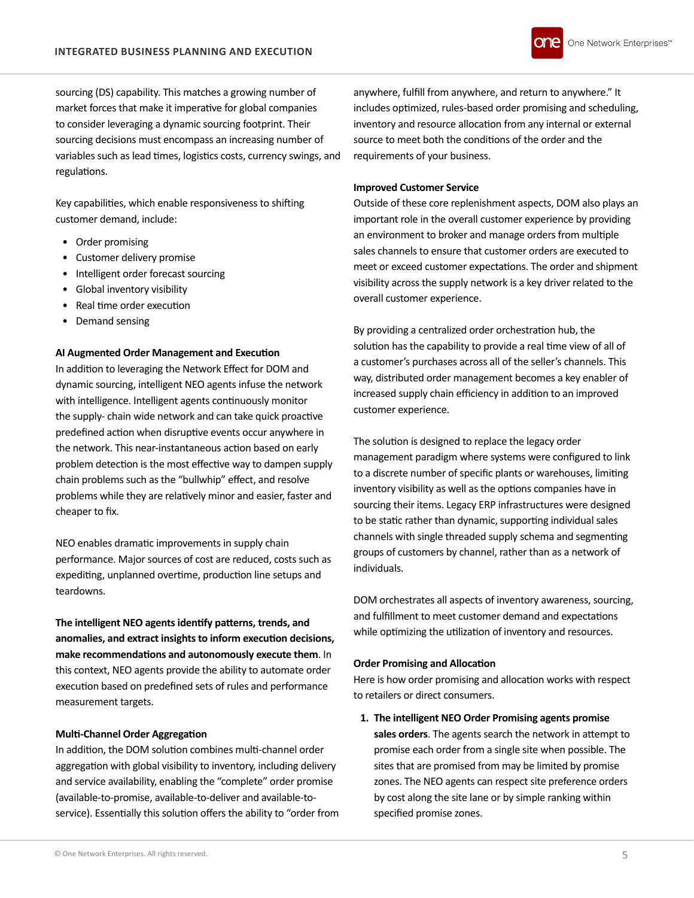sourcing (DS) capability. This matches a growing number of market forces that make it imperative for global companies to consider leveraging a dynamic sourcing footprint. Their sourcing decisions must encompass an increasing number of variables such as lead times, logistics costs, currency swings, and regulations.

Key capabilities, which enable responsiveness to shifting customer demand, include:

- Order promising
- Customer delivery promise
- Intelligent order forecast sourcing
- Global inventory visibility
- Real time order execution
- Demand sensing

**AI Augmented Order Management and Execution**

In addition to leveraging the Network Effect for DOM and dynamic sourcing, intelligent NEO agents infuse the network with intelligence. Intelligent agents continuously monitor the supply- chain wide network and can take quick proactive predefined action when disruptive events occur anywhere in the network. This near-instantaneous action based on early problem detection is the most effective way to dampen supply chain problems such as the "bullwhip" effect, and resolve problems while they are relatively minor and easier, faster and cheaper to fix.

NEO enables dramatic improvements in supply chain performance. Major sources of cost are reduced, costs such as expediting, unplanned overtime, production line setups and teardowns.

**The intelligent NEO agents identify patterns, trends, and anomalies, and extract insights to inform execution decisions, make recommendations and autonomously execute them**. In this context, NEO agents provide the ability to automate order execution based on predefined sets of rules and performance measurement targets.

**Multi-Channel Order Aggregation**

In addition, the DOM solution combines multi-channel order aggregation with global visibility to inventory, including delivery and service availability, enabling the "complete" order promise (available-to-promise, available-to-deliver and available-to-service). Essentially this solution offers the ability to "order from anywhere, fulfill from anywhere, and return to anywhere." It includes optimized, rules-based order promising and scheduling, inventory and resource allocation from any internal or external source to meet both the conditions of the order and the requirements of your business.

**Improved Customer Service**

Outside of these core replenishment aspects, DOM also plays an important role in the overall customer experience by providing an environment to broker and manage orders from multiple sales channels to ensure that customer orders are executed to meet or exceed customer expectations. The order and shipment visibility across the supply network is a key driver related to the overall customer experience.

By providing a centralized order orchestration hub, the solution has the capability to provide a real time view of all of a customer's purchases across all of the seller's channels. This way, distributed order management becomes a key enabler of increased supply chain efficiency in addition to an improved customer experience.

The solution is designed to replace the legacy order management paradigm where systems were configured to link to a discrete number of specific plants or warehouses, limiting inventory visibility as well as the options companies have in sourcing their items. Legacy ERP infrastructures were designed to be static rather than dynamic, supporting individual sales channels with single threaded supply schema and segmenting groups of customers by channel, rather than as a network of individuals.

DOM orchestrates all aspects of inventory awareness, sourcing, and fulfillment to meet customer demand and expectations while optimizing the utilization of inventory and resources.

**Order Promising and Allocation**

Here is how order promising and allocation works with respect to retailers or direct consumers.

1. **The intelligent NEO Order Promising agents promise sales orders**. The agents search the network in attempt to promise each order from a single site when possible. The sites that are promised from may be limited by promise zones. The NEO agents can respect site preference orders by cost along the site lane or by simple ranking within specified promise zones.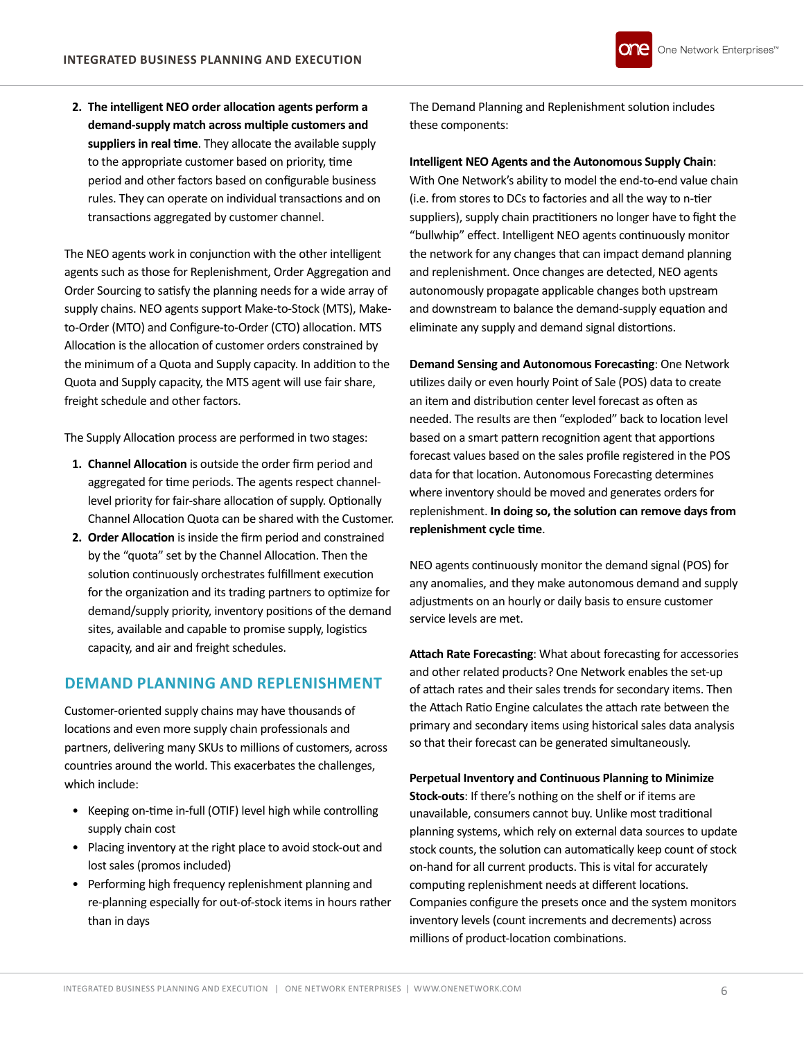2. **The intelligent NEO order allocation agents perform a demand-supply match across multiple customers and suppliers in real time**. They allocate the available supply to the appropriate customer based on priority, time period and other factors based on configurable business rules. They can operate on individual transactions and on transactions aggregated by customer channel.

The NEO agents work in conjunction with the other intelligent agents such as those for Replenishment, Order Aggregation and Order Sourcing to satisfy the planning needs for a wide array of supply chains. NEO agents support Make-to-Stock (MTS), Make-to-Order (MTO) and Configure-to-Order (CTO) allocation. MTS Allocation is the allocation of customer orders constrained by the minimum of a Quota and Supply capacity. In addition to the Quota and Supply capacity, the MTS agent will use fair share, freight schedule and other factors.

The Supply Allocation process are performed in two stages:

1. **Channel Allocation** is outside the order firm period and aggregated for time periods. The agents respect channel-level priority for fair-share allocation of supply. Optionally Channel Allocation Quota can be shared with the Customer.
2. **Order Allocation** is inside the firm period and constrained by the "quota" set by the Channel Allocation. Then the solution continuously orchestrates fulfillment execution for the organization and its trading partners to optimize for demand/supply priority, inventory positions of the demand sites, available and capable to promise supply, logistics capacity, and air and freight schedules.

## DEMAND PLANNING AND REPLENISHMENT

Customer-oriented supply chains may have thousands of locations and even more supply chain professionals and partners, delivering many SKUs to millions of customers, across countries around the world. This exacerbates the challenges, which include:

- Keeping on-time in-full (OTIF) level high while controlling supply chain cost
- Placing inventory at the right place to avoid stock-out and lost sales (promos included)
- Performing high frequency replenishment planning and re-planning especially for out-of-stock items in hours rather than in days

The Demand Planning and Replenishment solution includes these components:

**Intelligent NEO Agents and the Autonomous Supply Chain**: With One Network's ability to model the end-to-end value chain (i.e. from stores to DCs to factories and all the way to n-tier suppliers), supply chain practitioners no longer have to fight the "bullwhip" effect. Intelligent NEO agents continuously monitor the network for any changes that can impact demand planning and replenishment. Once changes are detected, NEO agents autonomously propagate applicable changes both upstream and downstream to balance the demand-supply equation and eliminate any supply and demand signal distortions.

**Demand Sensing and Autonomous Forecasting**: One Network utilizes daily or even hourly Point of Sale (POS) data to create an item and distribution center level forecast as often as needed. The results are then "exploded" back to location level based on a smart pattern recognition agent that apportions forecast values based on the sales profile registered in the POS data for that location. Autonomous Forecasting determines where inventory should be moved and generates orders for replenishment. **In doing so, the solution can remove days from replenishment cycle time**.

NEO agents continuously monitor the demand signal (POS) for any anomalies, and they make autonomous demand and supply adjustments on an hourly or daily basis to ensure customer service levels are met.

**Attach Rate Forecasting**: What about forecasting for accessories and other related products? One Network enables the set-up of attach rates and their sales trends for secondary items. Then the Attach Ratio Engine calculates the attach rate between the primary and secondary items using historical sales data analysis so that their forecast can be generated simultaneously.

**Perpetual Inventory and Continuous Planning to Minimize Stock-outs**: If there's nothing on the shelf or if items are unavailable, consumers cannot buy. Unlike most traditional planning systems, which rely on external data sources to update stock counts, the solution can automatically keep count of stock on-hand for all current products. This is vital for accurately computing replenishment needs at different locations. Companies configure the presets once and the system monitors inventory levels (count increments and decrements) across millions of product-location combinations.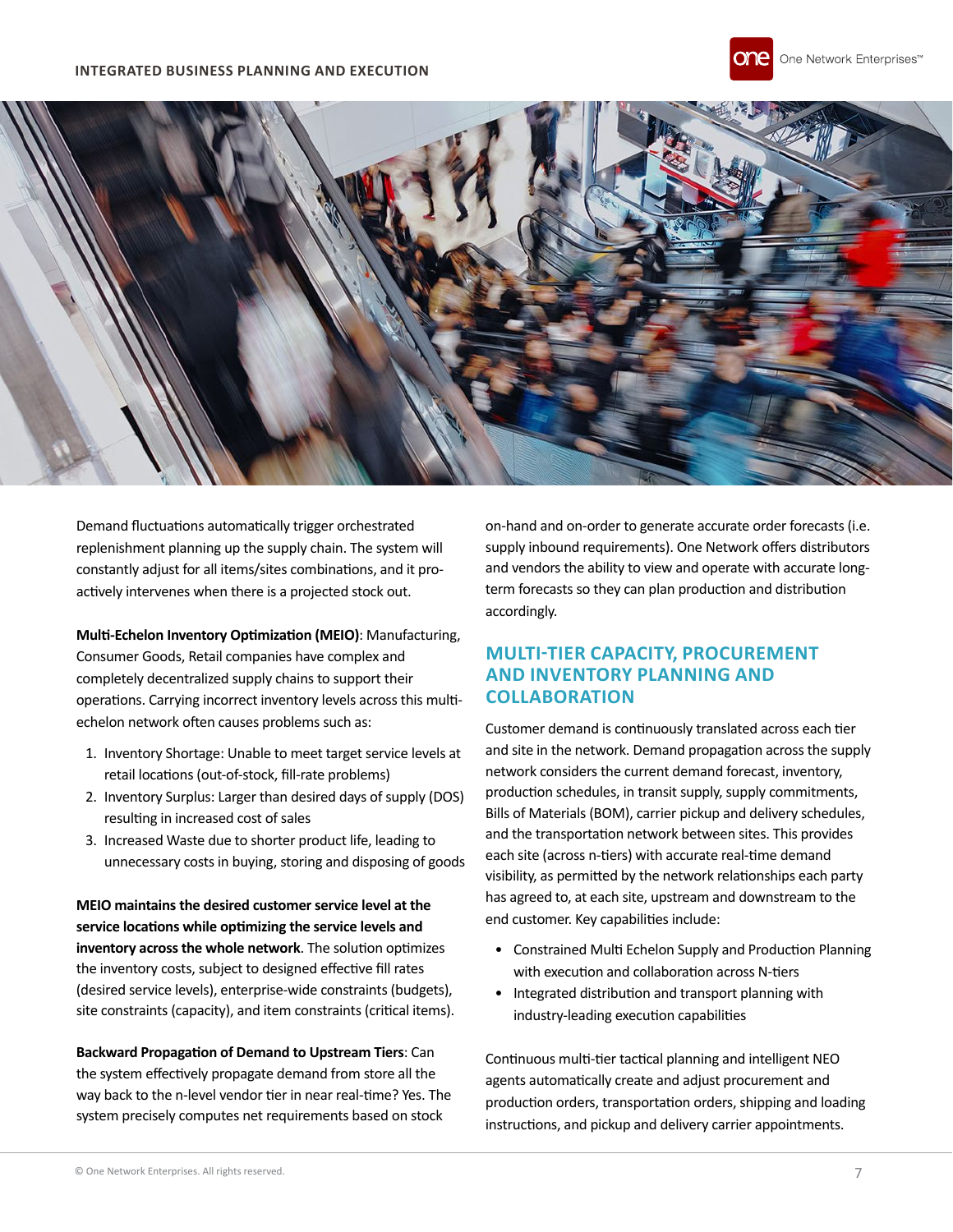Demand fluctuations automatically trigger orchestrated replenishment planning up the supply chain. The system will constantly adjust for all items/sites combinations, and it pro-actively intervenes when there is a projected stock out.

**Multi-Echelon Inventory Optimization (MEIO)**: Manufacturing, Consumer Goods, Retail companies have complex and completely decentralized supply chains to support their operations. Carrying incorrect inventory levels across this multi-echelon network often causes problems such as:

1. Inventory Shortage: Unable to meet target service levels at retail locations (out-of-stock, fill-rate problems)
2. Inventory Surplus: Larger than desired days of supply (DOS) resulting in increased cost of sales
3. Increased Waste due to shorter product life, leading to unnecessary costs in buying, storing and disposing of goods

**MEIO maintains the desired customer service level at the service locations while optimizing the service levels and inventory across the whole network**. The solution optimizes the inventory costs, subject to designed effective fill rates (desired service levels), enterprise-wide constraints (budgets), site constraints (capacity), and item constraints (critical items).

**Backward Propagation of Demand to Upstream Tiers**: Can the system effectively propagate demand from store all the way back to the n-level vendor tier in near real-time? Yes. The system precisely computes net requirements based on stock on-hand and on-order to generate accurate order forecasts (i.e. supply inbound requirements). One Network offers distributors and vendors the ability to view and operate with accurate long-term forecasts so they can plan production and distribution accordingly.

## MULTI-TIER CAPACITY, PROCUREMENT AND INVENTORY PLANNING AND COLLABORATION

Customer demand is continuously translated across each tier and site in the network. Demand propagation across the supply network considers the current demand forecast, inventory, production schedules, in transit supply, supply commitments, Bills of Materials (BOM), carrier pickup and delivery schedules, and the transportation network between sites. This provides each site (across n-tiers) with accurate real-time demand visibility, as permitted by the network relationships each party has agreed to, at each site, upstream and downstream to the end customer. Key capabilities include:

- Constrained Multi Echelon Supply and Production Planning with execution and collaboration across N-tiers
- Integrated distribution and transport planning with industry-leading execution capabilities

Continuous multi-tier tactical planning and intelligent NEO agents automatically create and adjust procurement and production orders, transportation orders, shipping and loading instructions, and pickup and delivery carrier appointments.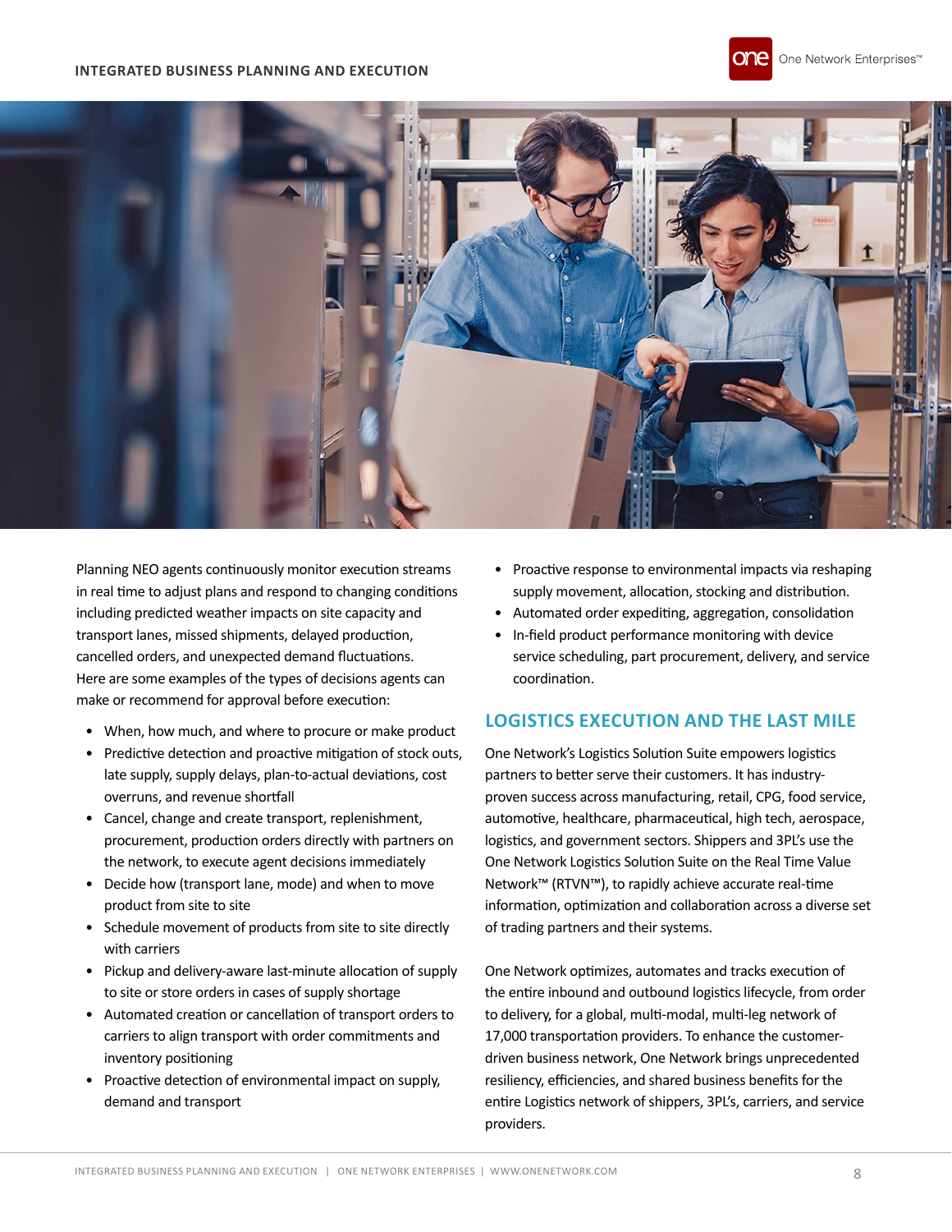Planning NEO agents continuously monitor execution streams in real time to adjust plans and respond to changing conditions including predicted weather impacts on site capacity and transport lanes, missed shipments, delayed production, cancelled orders, and unexpected demand fluctuations. Here are some examples of the types of decisions agents can make or recommend for approval before execution:

- When, how much, and where to procure or make product
- Predictive detection and proactive mitigation of stock outs, late supply, supply delays, plan-to-actual deviations, cost overruns, and revenue shortfall
- Cancel, change and create transport, replenishment, procurement, production orders directly with partners on the network, to execute agent decisions immediately
- Decide how (transport lane, mode) and when to move product from site to site
- Schedule movement of products from site to site directly with carriers
- Pickup and delivery-aware last-minute allocation of supply to site or store orders in cases of supply shortage
- Automated creation or cancellation of transport orders to carriers to align transport with order commitments and inventory positioning
- Proactive detection of environmental impact on supply, demand and transport
- Proactive response to environmental impacts via reshaping supply movement, allocation, stocking and distribution.
- Automated order expediting, aggregation, consolidation
- In-field product performance monitoring with device service scheduling, part procurement, delivery, and service coordination.

## LOGISTICS EXECUTION AND THE LAST MILE

One Network's Logistics Solution Suite empowers logistics partners to better serve their customers. It has industry-proven success across manufacturing, retail, CPG, food service, automotive, healthcare, pharmaceutical, high tech, aerospace, logistics, and government sectors. Shippers and 3PL's use the One Network Logistics Solution Suite on the Real Time Value Network™ (RTVN™), to rapidly achieve accurate real-time information, optimization and collaboration across a diverse set of trading partners and their systems.

One Network optimizes, automates and tracks execution of the entire inbound and outbound logistics lifecycle, from order to delivery, for a global, multi-modal, multi-leg network of 17,000 transportation providers. To enhance the customer-driven business network, One Network brings unprecedented resiliency, efficiencies, and shared business benefits for the entire Logistics network of shippers, 3PL's, carriers, and service providers.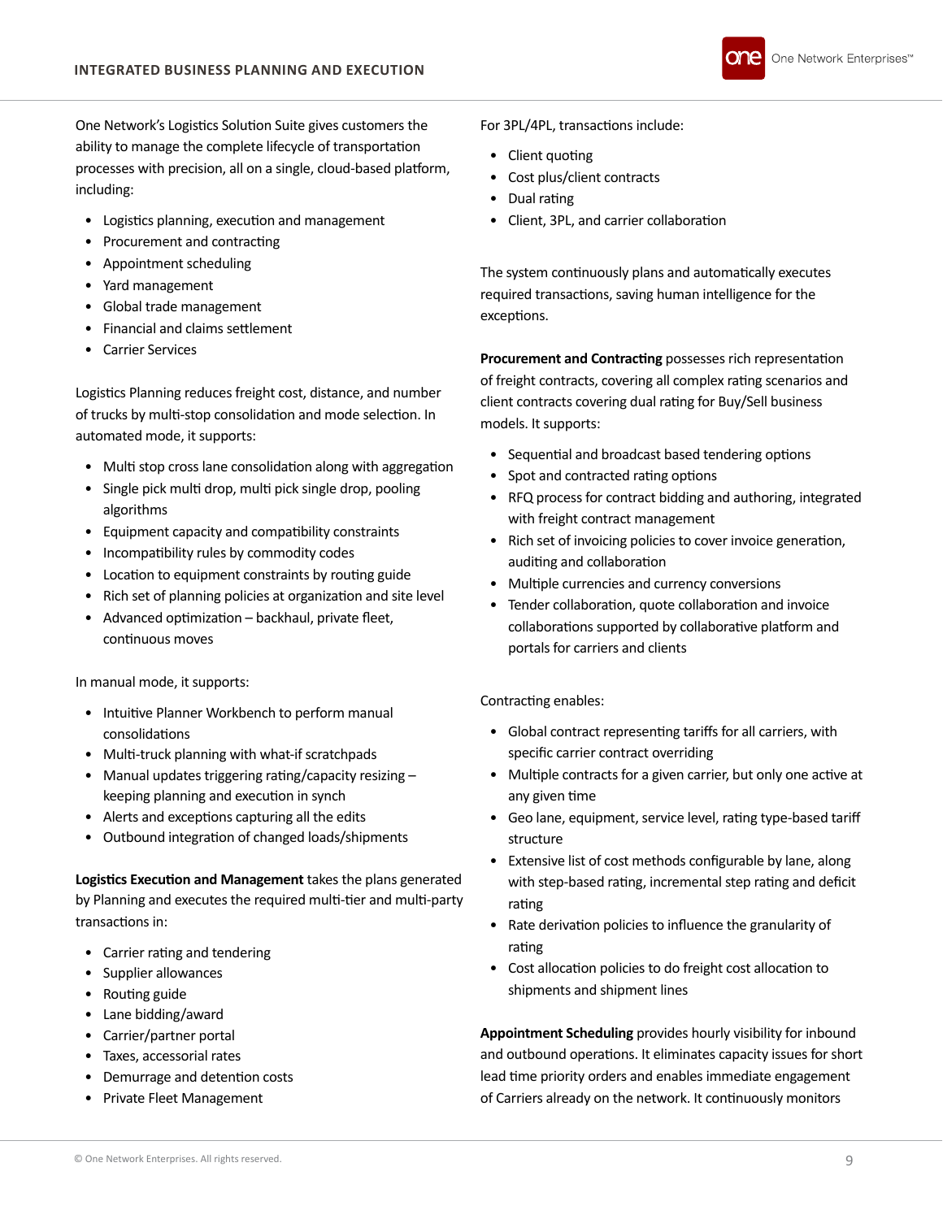One Network's Logistics Solution Suite gives customers the ability to manage the complete lifecycle of transportation processes with precision, all on a single, cloud-based platform, including:

- Logistics planning, execution and management
- Procurement and contracting
- Appointment scheduling
- Yard management
- Global trade management
- Financial and claims settlement
- Carrier Services

Logistics Planning reduces freight cost, distance, and number of trucks by multi-stop consolidation and mode selection. In automated mode, it supports:

- Multi stop cross lane consolidation along with aggregation
- Single pick multi drop, multi pick single drop, pooling algorithms
- Equipment capacity and compatibility constraints
- Incompatibility rules by commodity codes
- Location to equipment constraints by routing guide
- Rich set of planning policies at organization and site level
- Advanced optimization – backhaul, private fleet, continuous moves

In manual mode, it supports:

- Intuitive Planner Workbench to perform manual consolidations
- Multi-truck planning with what-if scratchpads
- Manual updates triggering rating/capacity resizing – keeping planning and execution in synch
- Alerts and exceptions capturing all the edits
- Outbound integration of changed loads/shipments

**Logistics Execution and Management** takes the plans generated by Planning and executes the required multi-tier and multi-party transactions in:

- Carrier rating and tendering
- Supplier allowances
- Routing guide
- Lane bidding/award
- Carrier/partner portal
- Taxes, accessorial rates
- Demurrage and detention costs
- Private Fleet Management

For 3PL/4PL, transactions include:

- Client quoting
- Cost plus/client contracts
- Dual rating
- Client, 3PL, and carrier collaboration

The system continuously plans and automatically executes required transactions, saving human intelligence for the exceptions.

**Procurement and Contracting** possesses rich representation of freight contracts, covering all complex rating scenarios and client contracts covering dual rating for Buy/Sell business models. It supports:

- Sequential and broadcast based tendering options
- Spot and contracted rating options
- RFQ process for contract bidding and authoring, integrated with freight contract management
- Rich set of invoicing policies to cover invoice generation, auditing and collaboration
- Multiple currencies and currency conversions
- Tender collaboration, quote collaboration and invoice collaborations supported by collaborative platform and portals for carriers and clients

Contracting enables:

- Global contract representing tariffs for all carriers, with specific carrier contract overriding
- Multiple contracts for a given carrier, but only one active at any given time
- Geo lane, equipment, service level, rating type-based tariff structure
- Extensive list of cost methods configurable by lane, along with step-based rating, incremental step rating and deficit rating
- Rate derivation policies to influence the granularity of rating
- Cost allocation policies to do freight cost allocation to shipments and shipment lines

**Appointment Scheduling** provides hourly visibility for inbound and outbound operations. It eliminates capacity issues for short lead time priority orders and enables immediate engagement of Carriers already on the network. It continuously monitors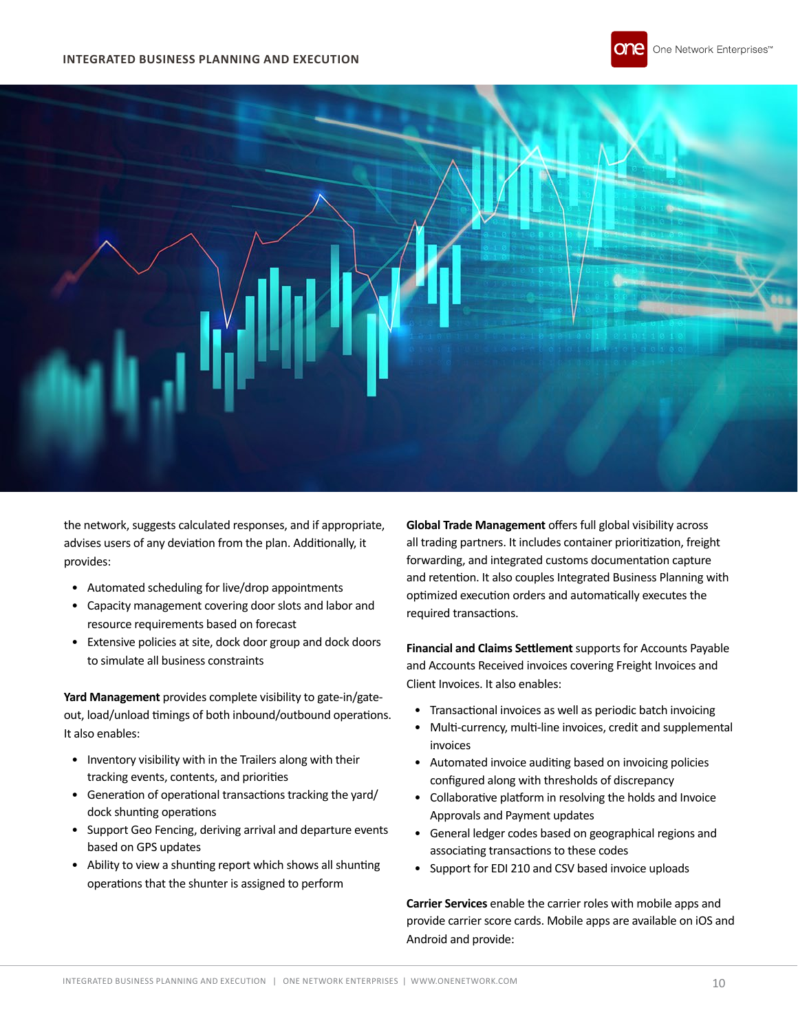the network, suggests calculated responses, and if appropriate, advises users of any deviation from the plan. Additionally, it provides:

- Automated scheduling for live/drop appointments
- Capacity management covering door slots and labor and resource requirements based on forecast
- Extensive policies at site, dock door group and dock doors to simulate all business constraints

**Yard Management** provides complete visibility to gate-in/gate-out, load/unload timings of both inbound/outbound operations. It also enables:

- Inventory visibility with in the Trailers along with their tracking events, contents, and priorities
- Generation of operational transactions tracking the yard/dock shunting operations
- Support Geo Fencing, deriving arrival and departure events based on GPS updates
- Ability to view a shunting report which shows all shunting operations that the shunter is assigned to perform

**Global Trade Management** offers full global visibility across all trading partners. It includes container prioritization, freight forwarding, and integrated customs documentation capture and retention. It also couples Integrated Business Planning with optimized execution orders and automatically executes the required transactions.

**Financial and Claims Settlement** supports for Accounts Payable and Accounts Received invoices covering Freight Invoices and Client Invoices. It also enables:

- Transactional invoices as well as periodic batch invoicing
- Multi-currency, multi-line invoices, credit and supplemental invoices
- Automated invoice auditing based on invoicing policies configured along with thresholds of discrepancy
- Collaborative platform in resolving the holds and Invoice Approvals and Payment updates
- General ledger codes based on geographical regions and associating transactions to these codes
- Support for EDI 210 and CSV based invoice uploads

**Carrier Services** enable the carrier roles with mobile apps and provide carrier score cards. Mobile apps are available on iOS and Android and provide: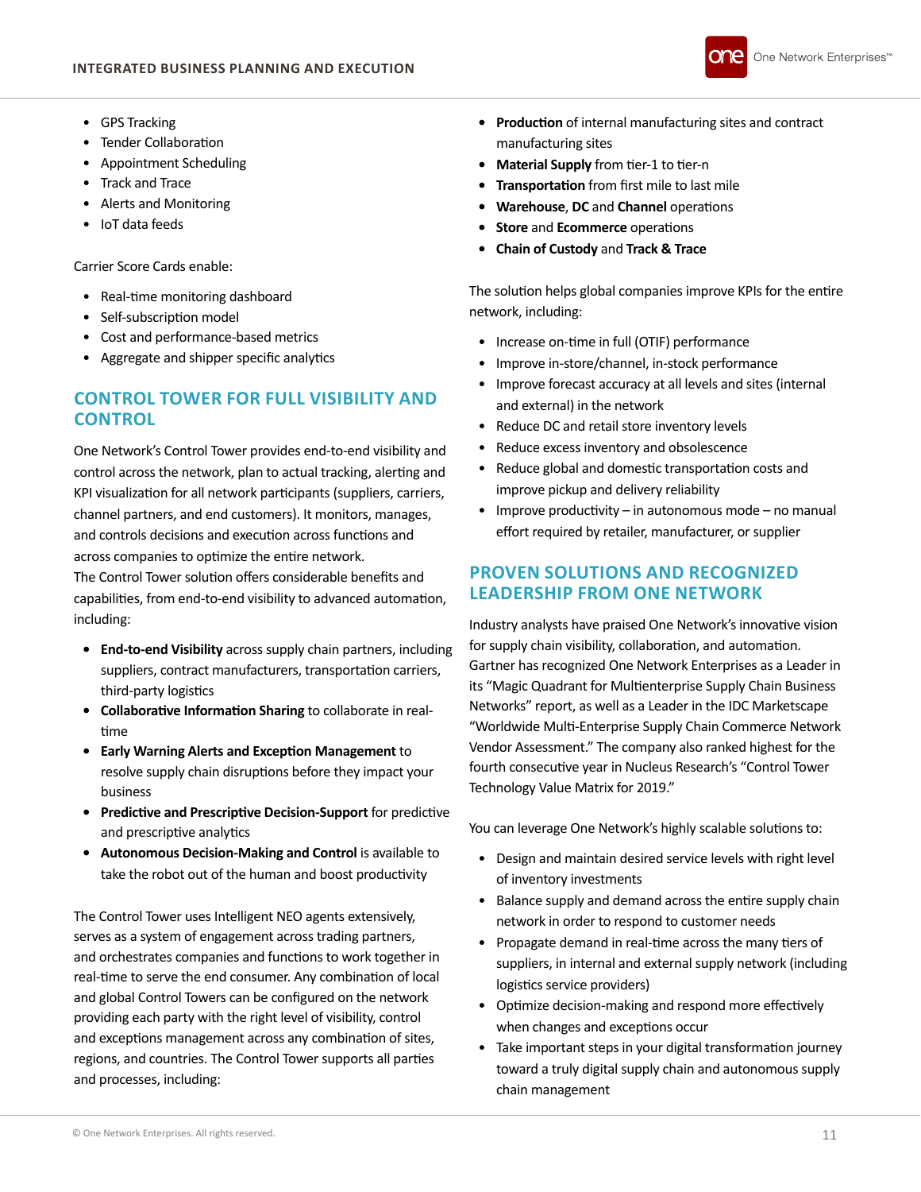- GPS Tracking
- Tender Collaboration
- Appointment Scheduling
- Track and Trace
- Alerts and Monitoring
- IoT data feeds

Carrier Score Cards enable:

- Real-time monitoring dashboard
- Self-subscription model
- Cost and performance-based metrics
- Aggregate and shipper specific analytics

## CONTROL TOWER FOR FULL VISIBILITY AND CONTROL

One Network's Control Tower provides end-to-end visibility and control across the network, plan to actual tracking, alerting and KPI visualization for all network participants (suppliers, carriers, channel partners, and end customers). It monitors, manages, and controls decisions and execution across functions and across companies to optimize the entire network.
The Control Tower solution offers considerable benefits and capabilities, from end-to-end visibility to advanced automation, including:

- **End-to-end Visibility** across supply chain partners, including suppliers, contract manufacturers, transportation carriers, third-party logistics
- **Collaborative Information Sharing** to collaborate in real-time
- **Early Warning Alerts and Exception Management** to resolve supply chain disruptions before they impact your business
- **Predictive and Prescriptive Decision-Support** for predictive and prescriptive analytics
- **Autonomous Decision-Making and Control** is available to take the robot out of the human and boost productivity

The Control Tower uses Intelligent NEO agents extensively, serves as a system of engagement across trading partners, and orchestrates companies and functions to work together in real-time to serve the end consumer. Any combination of local and global Control Towers can be configured on the network providing each party with the right level of visibility, control and exceptions management across any combination of sites, regions, and countries. The Control Tower supports all parties and processes, including:

- **Production** of internal manufacturing sites and contract manufacturing sites
- **Material Supply** from tier-1 to tier-n
- **Transportation** from first mile to last mile
- **Warehouse**, **DC** and **Channel** operations
- **Store** and **Ecommerce** operations
- **Chain of Custody** and **Track & Trace**

The solution helps global companies improve KPIs for the entire network, including:

- Increase on-time in full (OTIF) performance
- Improve in-store/channel, in-stock performance
- Improve forecast accuracy at all levels and sites (internal and external) in the network
- Reduce DC and retail store inventory levels
- Reduce excess inventory and obsolescence
- Reduce global and domestic transportation costs and improve pickup and delivery reliability
- Improve productivity – in autonomous mode – no manual effort required by retailer, manufacturer, or supplier

## PROVEN SOLUTIONS AND RECOGNIZED LEADERSHIP FROM ONE NETWORK

Industry analysts have praised One Network's innovative vision for supply chain visibility, collaboration, and automation. Gartner has recognized One Network Enterprises as a Leader in its "Magic Quadrant for Multienterprise Supply Chain Business Networks" report, as well as a Leader in the IDC Marketscape "Worldwide Multi-Enterprise Supply Chain Commerce Network Vendor Assessment." The company also ranked highest for the fourth consecutive year in Nucleus Research's "Control Tower Technology Value Matrix for 2019."

You can leverage One Network's highly scalable solutions to:

- Design and maintain desired service levels with right level of inventory investments
- Balance supply and demand across the entire supply chain network in order to respond to customer needs
- Propagate demand in real-time across the many tiers of suppliers, in internal and external supply network (including logistics service providers)
- Optimize decision-making and respond more effectively when changes and exceptions occur
- Take important steps in your digital transformation journey toward a truly digital supply chain and autonomous supply chain management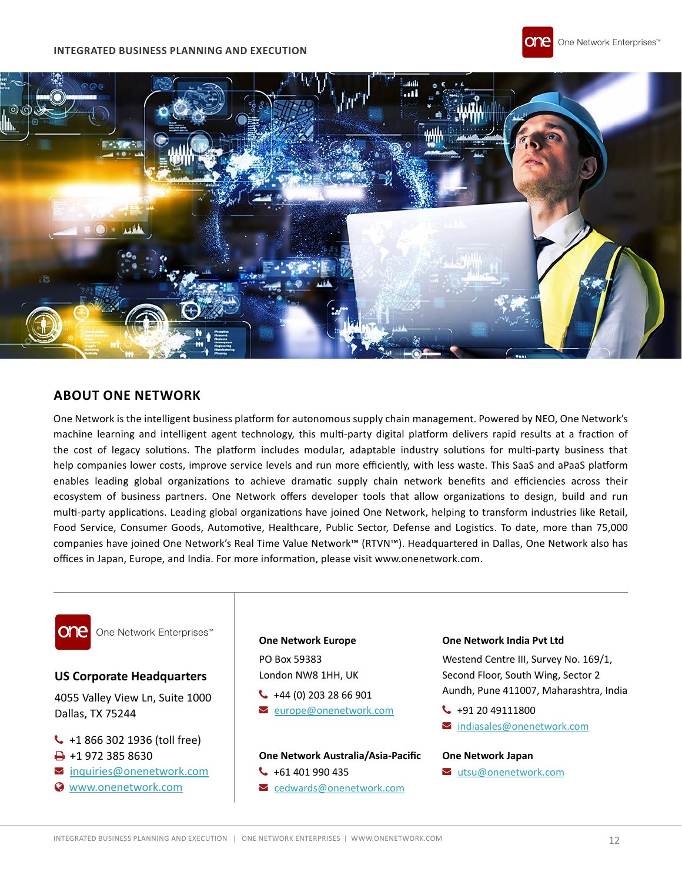## ABOUT ONE NETWORK

One Network is the intelligent business platform for autonomous supply chain management. Powered by NEO, One Network's machine learning and intelligent agent technology, this multi-party digital platform delivers rapid results at a fraction of the cost of legacy solutions. The platform includes modular, adaptable industry solutions for multi-party business that help companies lower costs, improve service levels and run more efficiently, with less waste. This SaaS and aPaaS platform enables leading global organizations to achieve dramatic supply chain network benefits and efficiencies across their ecosystem of business partners. One Network offers developer tools that allow organizations to design, build and run multi-party applications. Leading global organizations have joined One Network, helping to transform industries like Retail, Food Service, Consumer Goods, Automotive, Healthcare, Public Sector, Defense and Logistics. To date, more than 75,000 companies have joined One Network's Real Time Value Network™ (RTVN™). Headquartered in Dallas, One Network also has offices in Japan, Europe, and India. For more information, please visit www.onenetwork.com.

One Network Enterprises™

**US Corporate Headquarters**

4055 Valley View Ln, Suite 1000
Dallas, TX 75244

+1 866 302 1936 (toll free)
+1 972 385 8630
inquiries@onenetwork.com
www.onenetwork.com

**One Network Europe**

PO Box 59383
London NW8 1HH, UK
+44 (0) 203 28 66 901
europe@onenetwork.com

**One Network Australia/Asia-Pacific**

+61 401 990 435
cedwards@onenetwork.com

**One Network India Pvt Ltd**

Westend Centre III, Survey No. 169/1,
Second Floor, South Wing, Sector 2
Aundh, Pune 411007, Maharashtra, India
+91 20 49111800
indiasales@onenetwork.com

**One Network Japan**

utsu@onenetwork.com